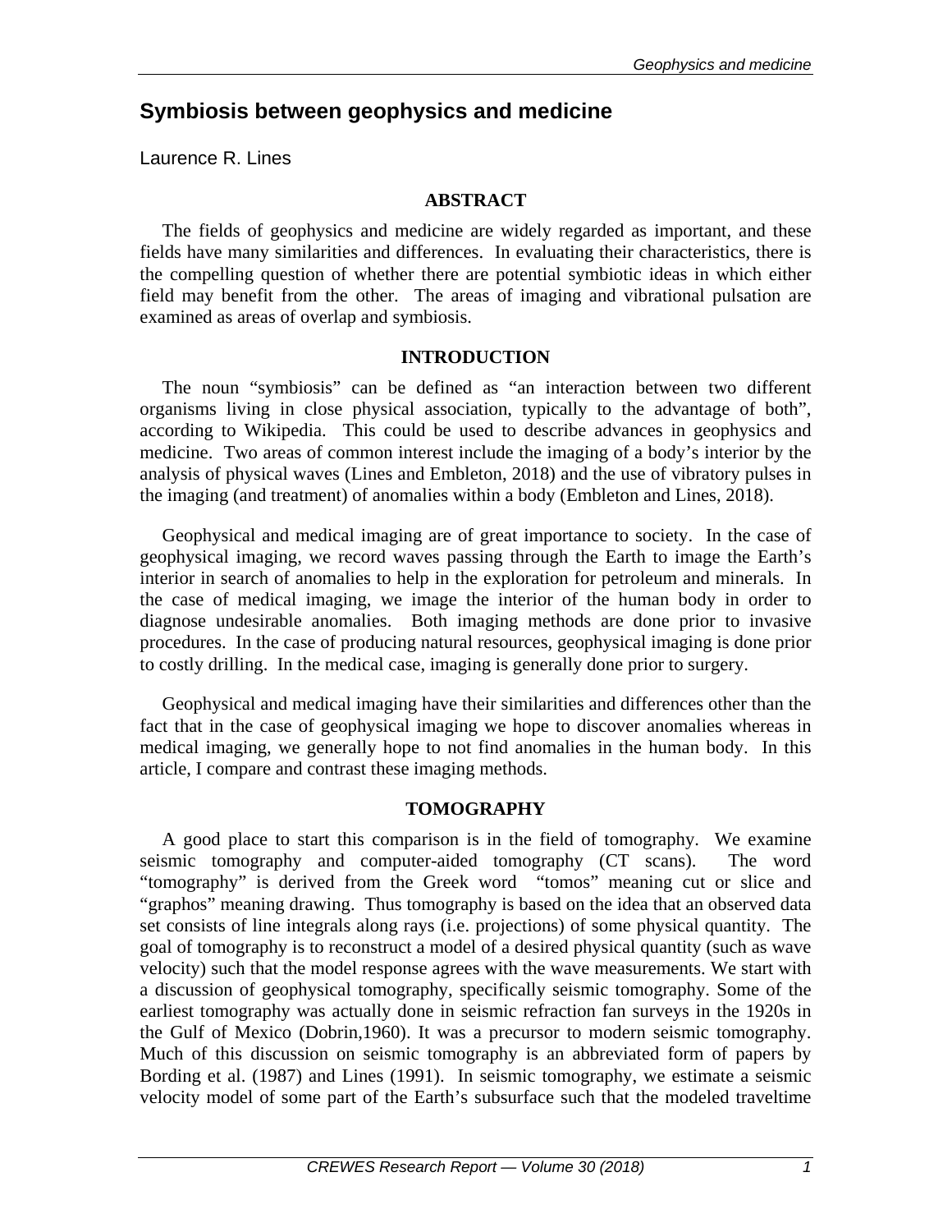# Symbiosis between geophysics and medicine

Laurence R. Lines

## ABSTRACT

The fields of geophysics and medicine are widely regarded as important, and these fields have many similarities and differences. In evaluating their characteristics, there is the compelling question of whether there are potential symbiotic ideas in which either field may benefit from the other. The areas of imaging and vibrational pulsation are examined as areas of overlap and symbiosis.

## INTRODUCTION

The noun "symbiosis" can be defined as "an interaction between two different organisms living in close physical association, typically to the advantage of both", according to Wikipedia. This could be used to describe advances in geophysics and medicine. Two areas of common interest include the imaging of a body's interior by the analysis of physical waves (Lines and Embleton, 2018) and the use of vibratory pulses in the imaging (and treatment) of anomalies within a body (Embleton and Lines, 2018).

Geophysical and medical imaging are of great importance to society. In the case of geophysical imaging, we record waves passing through the Earth to image the Earth's interior in search of anomalies to help in the exploration for petroleum and minerals. In the case of medical imaging, we image the interior of the human body in order to diagnose undesirable anomalies. Both imaging methods are done prior to invasive procedures. In the case of producing natural resources, geophysical imaging is done prior to costly drilling. In the medical case, imaging is generally done prior to surgery.

Geophysical and medical imaging have their similarities and differences other than the fact that in the case of geophysical imaging we hope to discover anomalies whereas in medical imaging, we generally hope to not find anomalies in the human body. In this article, I compare and contrast these imaging methods.

## TOMOGRAPHY

A good place to start this comparison is in the field of tomography. We examine seismic tomography and computer-aided tomography (CT scans). The word "tomography" is derived from the Greek word "tomos" meaning cut or slice and "graphos" meaning drawing. Thus tomography is based on the idea that an observed data set consists of line integrals along rays (i.e. projections) of some physical quantity. The goal of tomography is to reconstruct a model of a desired physical quantity (such as wave velocity) such that the model response agrees with the wave measurements. We start with a discussion of geophysical tomography, specifically seismic tomography. Some of the earliest tomography was actually done in seismic refraction fan surveys in the 1920s in the Gulf of Mexico (Dobrin,1960). It was a precursor to modern seismic tomography. Much of this discussion on seismic tomography is an abbreviated form of papers by Bording et al. (1987) and Lines (1991). In seismic tomography, we estimate a seismic velocity model of some part of the Earth's subsurface such that the modeled traveltime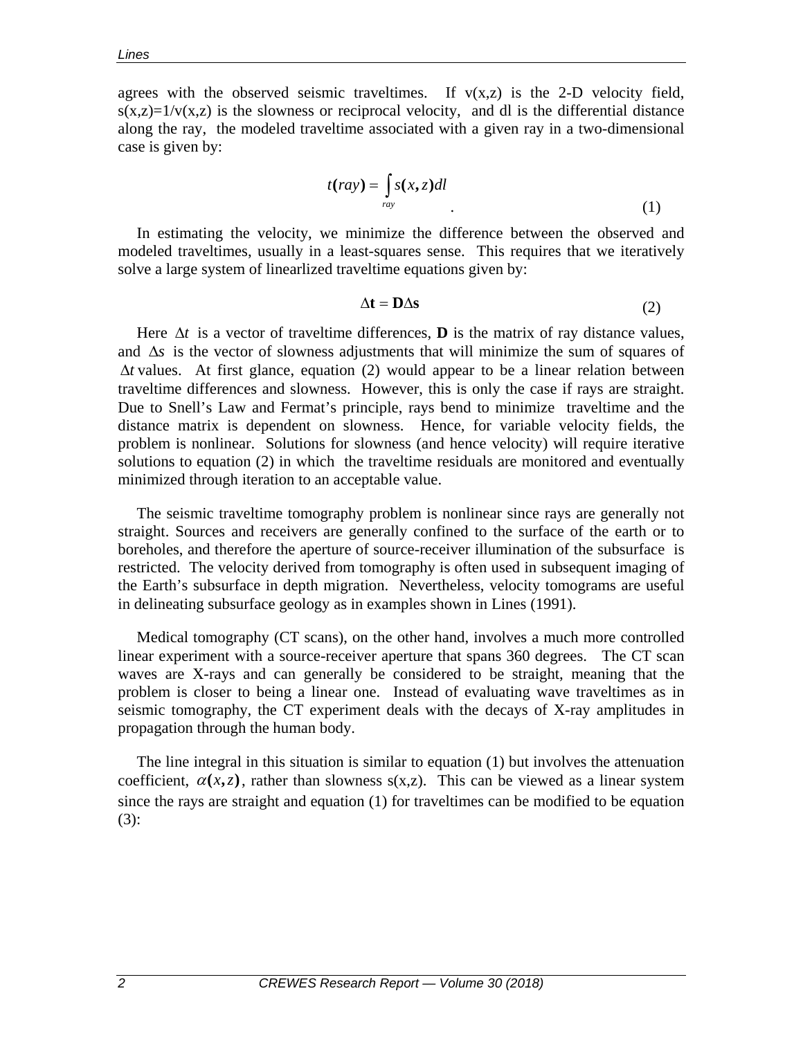agrees with the observed seismic traveltimes. If v(x,z) is the 2-D velocity field, s(x,z)=1/v(x,z) is the slowness or reciprocal velocity, and dl is the differential distance along the ray, the modeled traveltime associated with a given ray in a two-dimensional case is given by:

$$t(ray) = \int_{ray} s(x,z)dl \quad . \tag{1}$$

In estimating the velocity, we minimize the difference between the observed and modeled traveltimes, usually in a least-squares sense. This requires that we iteratively solve a large system of linearlized traveltime equations given by:

$$\Delta \mathbf{t} = \mathbf{D} \Delta \mathbf{s} \tag{2}$$

Here $\Delta t$ is a vector of traveltime differences, **D** is the matrix of ray distance values, and $\Delta s$ is the vector of slowness adjustments that will minimize the sum of squares of $\Delta t$ values. At first glance, equation (2) would appear to be a linear relation between traveltime differences and slowness. However, this is only the case if rays are straight. Due to Snell's Law and Fermat's principle, rays bend to minimize traveltime and the distance matrix is dependent on slowness. Hence, for variable velocity fields, the problem is nonlinear. Solutions for slowness (and hence velocity) will require iterative solutions to equation (2) in which the traveltime residuals are monitored and eventually minimized through iteration to an acceptable value.

The seismic traveltime tomography problem is nonlinear since rays are generally not straight. Sources and receivers are generally confined to the surface of the earth or to boreholes, and therefore the aperture of source-receiver illumination of the subsurface is restricted. The velocity derived from tomography is often used in subsequent imaging of the Earth's subsurface in depth migration. Nevertheless, velocity tomograms are useful in delineating subsurface geology as in examples shown in Lines (1991).

Medical tomography (CT scans), on the other hand, involves a much more controlled linear experiment with a source-receiver aperture that spans 360 degrees. The CT scan waves are X-rays and can generally be considered to be straight, meaning that the problem is closer to being a linear one. Instead of evaluating wave traveltimes as in seismic tomography, the CT experiment deals with the decays of X-ray amplitudes in propagation through the human body.

The line integral in this situation is similar to equation (1) but involves the attenuation coefficient, $\alpha(x,z)$, rather than slowness s(x,z). This can be viewed as a linear system since the rays are straight and equation (1) for traveltimes can be modified to be equation (3):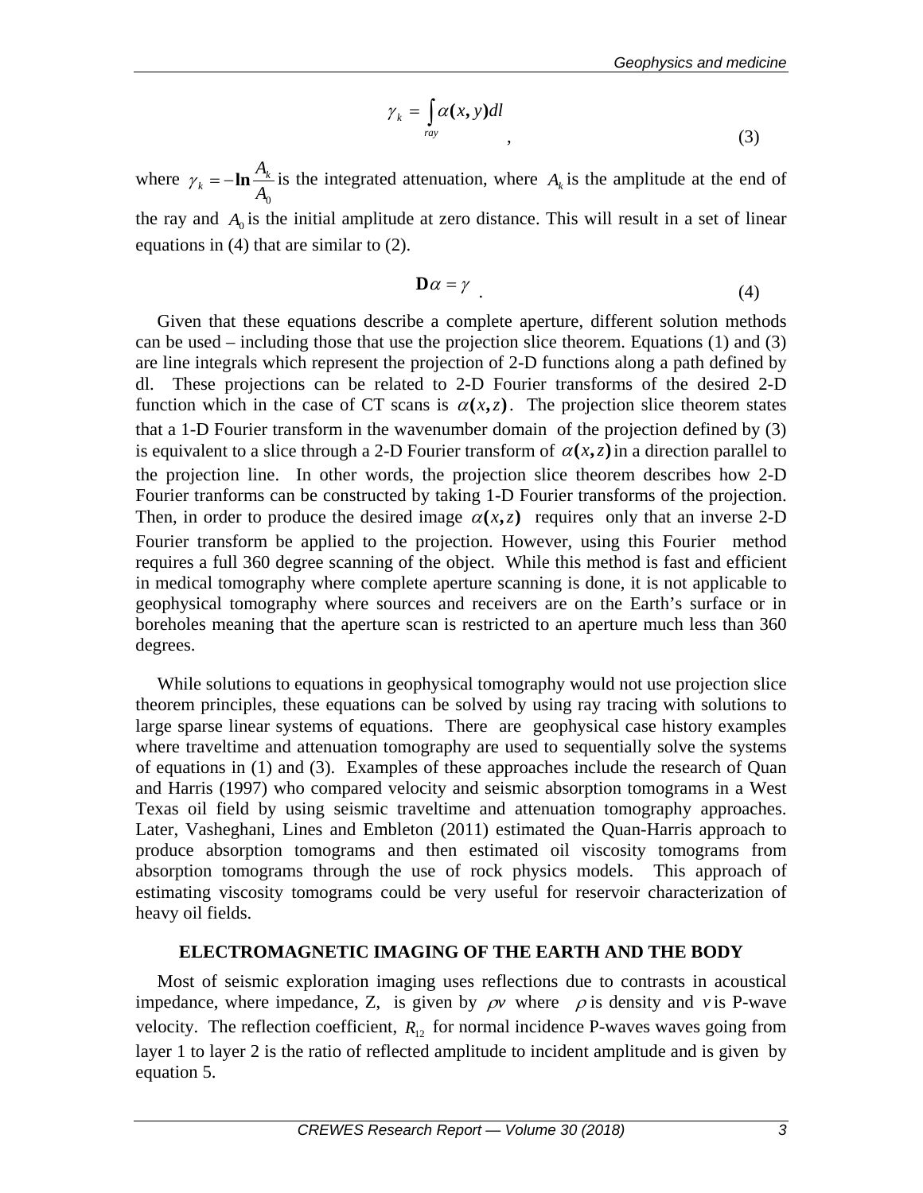$$\gamma_k = \int_{ray} \alpha(x, y) dl \quad , \tag{3}$$

where $\gamma_k = -\ln \frac{A_k}{A_0}$ is the integrated attenuation, where $A_k$ is the amplitude at the end of the ray and $A_0$ is the initial amplitude at zero distance. This will result in a set of linear equations in (4) that are similar to (2).

$$\mathbf{D}\alpha = \gamma \quad . \tag{4}$$

Given that these equations describe a complete aperture, different solution methods can be used – including those that use the projection slice theorem. Equations (1) and (3) are line integrals which represent the projection of 2-D functions along a path defined by dl. These projections can be related to 2-D Fourier transforms of the desired 2-D function which in the case of CT scans is $\alpha(x, z)$. The projection slice theorem states that a 1-D Fourier transform in the wavenumber domain of the projection defined by (3) is equivalent to a slice through a 2-D Fourier transform of $\alpha(x, z)$ in a direction parallel to the projection line. In other words, the projection slice theorem describes how 2-D Fourier tranforms can be constructed by taking 1-D Fourier transforms of the projection. Then, in order to produce the desired image $\alpha(x, z)$ requires only that an inverse 2-D Fourier transform be applied to the projection. However, using this Fourier method requires a full 360 degree scanning of the object. While this method is fast and efficient in medical tomography where complete aperture scanning is done, it is not applicable to geophysical tomography where sources and receivers are on the Earth's surface or in boreholes meaning that the aperture scan is restricted to an aperture much less than 360 degrees.

While solutions to equations in geophysical tomography would not use projection slice theorem principles, these equations can be solved by using ray tracing with solutions to large sparse linear systems of equations. There are geophysical case history examples where traveltime and attenuation tomography are used to sequentially solve the systems of equations in (1) and (3). Examples of these approaches include the research of Quan and Harris (1997) who compared velocity and seismic absorption tomograms in a West Texas oil field by using seismic traveltime and attenuation tomography approaches. Later, Vasheghani, Lines and Embleton (2011) estimated the Quan-Harris approach to produce absorption tomograms and then estimated oil viscosity tomograms from absorption tomograms through the use of rock physics models. This approach of estimating viscosity tomograms could be very useful for reservoir characterization of heavy oil fields.

## ELECTROMAGNETIC IMAGING OF THE EARTH AND THE BODY

Most of seismic exploration imaging uses reflections due to contrasts in acoustical impedance, where impedance, Z, is given by $\rho v$ where $\rho$ is density and $v$ is P-wave velocity. The reflection coefficient, $R_{12}$ for normal incidence P-waves waves going from layer 1 to layer 2 is the ratio of reflected amplitude to incident amplitude and is given by equation 5.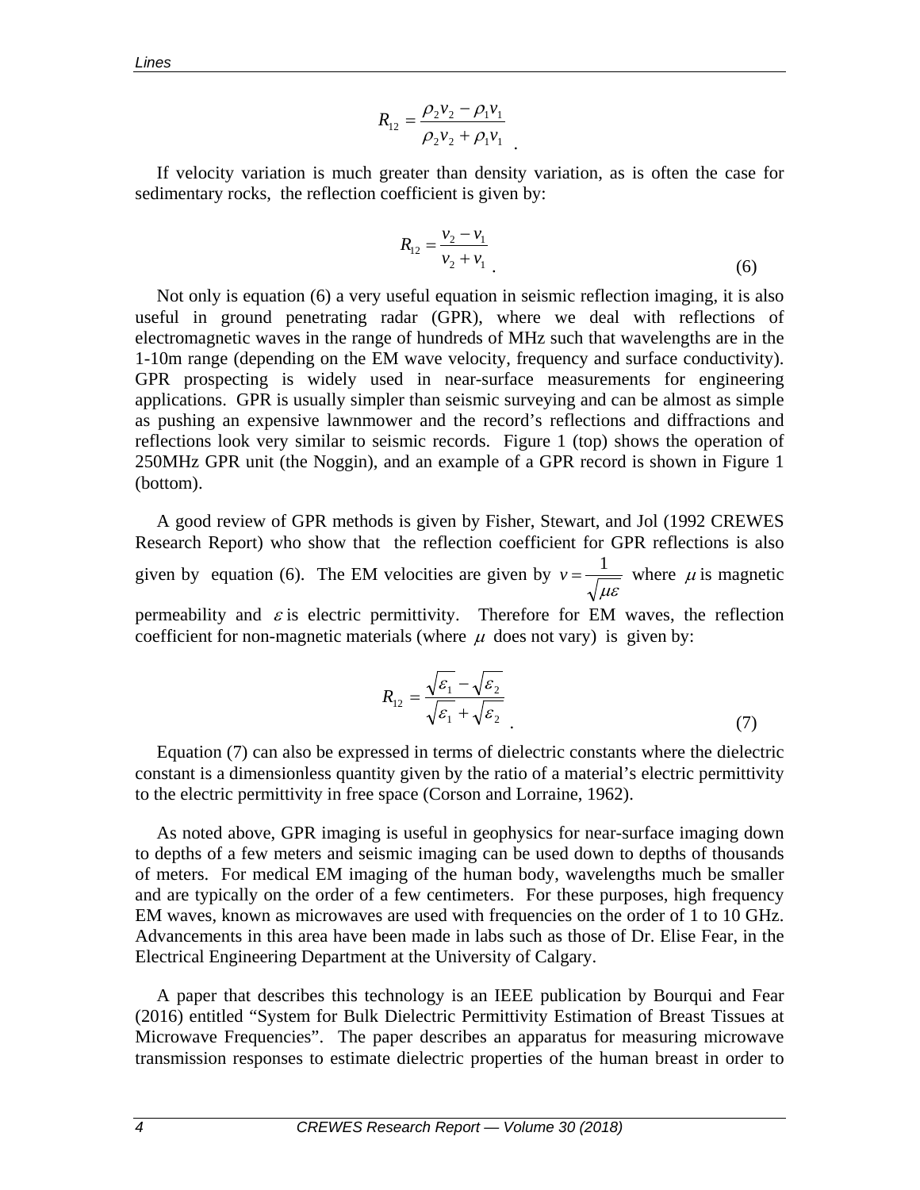$$R_{12} = \frac{\rho_2 v_2 - \rho_1 v_1}{\rho_2 v_2 + \rho_1 v_1} \, .$$

If velocity variation is much greater than density variation, as is often the case for sedimentary rocks, the reflection coefficient is given by:

$$R_{12} = \frac{v_2 - v_1}{v_2 + v_1} \, . \tag{6}$$

Not only is equation (6) a very useful equation in seismic reflection imaging, it is also useful in ground penetrating radar (GPR), where we deal with reflections of electromagnetic waves in the range of hundreds of MHz such that wavelengths are in the 1-10m range (depending on the EM wave velocity, frequency and surface conductivity). GPR prospecting is widely used in near-surface measurements for engineering applications. GPR is usually simpler than seismic surveying and can be almost as simple as pushing an expensive lawnmower and the record's reflections and diffractions and reflections look very similar to seismic records. Figure 1 (top) shows the operation of 250MHz GPR unit (the Noggin), and an example of a GPR record is shown in Figure 1 (bottom).

A good review of GPR methods is given by Fisher, Stewart, and Jol (1992 CREWES Research Report) who show that the reflection coefficient for GPR reflections is also given by equation (6). The EM velocities are given by $v = \frac{1}{\sqrt{\mu\varepsilon}}$ where $\mu$ is magnetic permeability and $\varepsilon$ is electric permittivity. Therefore for EM waves, the reflection coefficient for non-magnetic materials (where $\mu$ does not vary) is given by:

$$R_{12} = \frac{\sqrt{\varepsilon_1} - \sqrt{\varepsilon_2}}{\sqrt{\varepsilon_1} + \sqrt{\varepsilon_2}} \, . \tag{7}$$

Equation (7) can also be expressed in terms of dielectric constants where the dielectric constant is a dimensionless quantity given by the ratio of a material's electric permittivity to the electric permittivity in free space (Corson and Lorraine, 1962).

As noted above, GPR imaging is useful in geophysics for near-surface imaging down to depths of a few meters and seismic imaging can be used down to depths of thousands of meters. For medical EM imaging of the human body, wavelengths much be smaller and are typically on the order of a few centimeters. For these purposes, high frequency EM waves, known as microwaves are used with frequencies on the order of 1 to 10 GHz. Advancements in this area have been made in labs such as those of Dr. Elise Fear, in the Electrical Engineering Department at the University of Calgary.

A paper that describes this technology is an IEEE publication by Bourqui and Fear (2016) entitled "System for Bulk Dielectric Permittivity Estimation of Breast Tissues at Microwave Frequencies". The paper describes an apparatus for measuring microwave transmission responses to estimate dielectric properties of the human breast in order to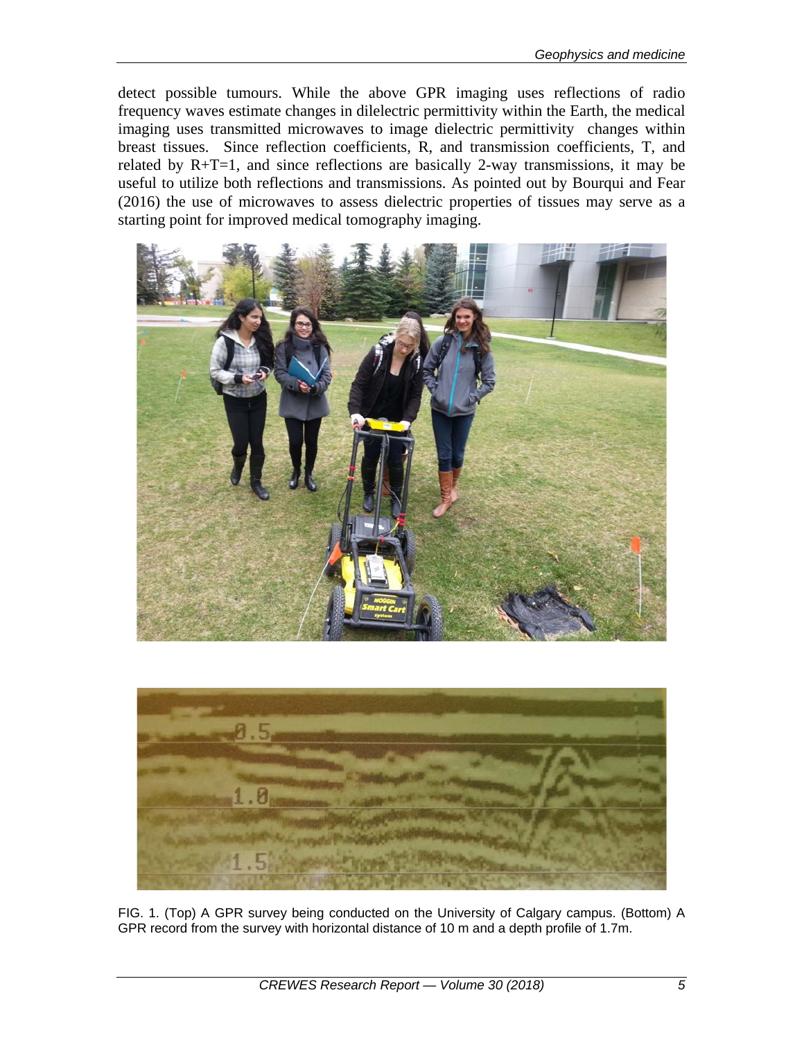detect possible tumours. While the above GPR imaging uses reflections of radio frequency waves estimate changes in dilelectric permittivity within the Earth, the medical imaging uses transmitted microwaves to image dielectric permittivity changes within breast tissues. Since reflection coefficients, R, and transmission coefficients, T, and related by R+T=1, and since reflections are basically 2-way transmissions, it may be useful to utilize both reflections and transmissions. As pointed out by Bourqui and Fear (2016) the use of microwaves to assess dielectric properties of tissues may serve as a starting point for improved medical tomography imaging.

FIG. 1. (Top) A GPR survey being conducted on the University of Calgary campus. (Bottom) A GPR record from the survey with horizontal distance of 10 m and a depth profile of 1.7m.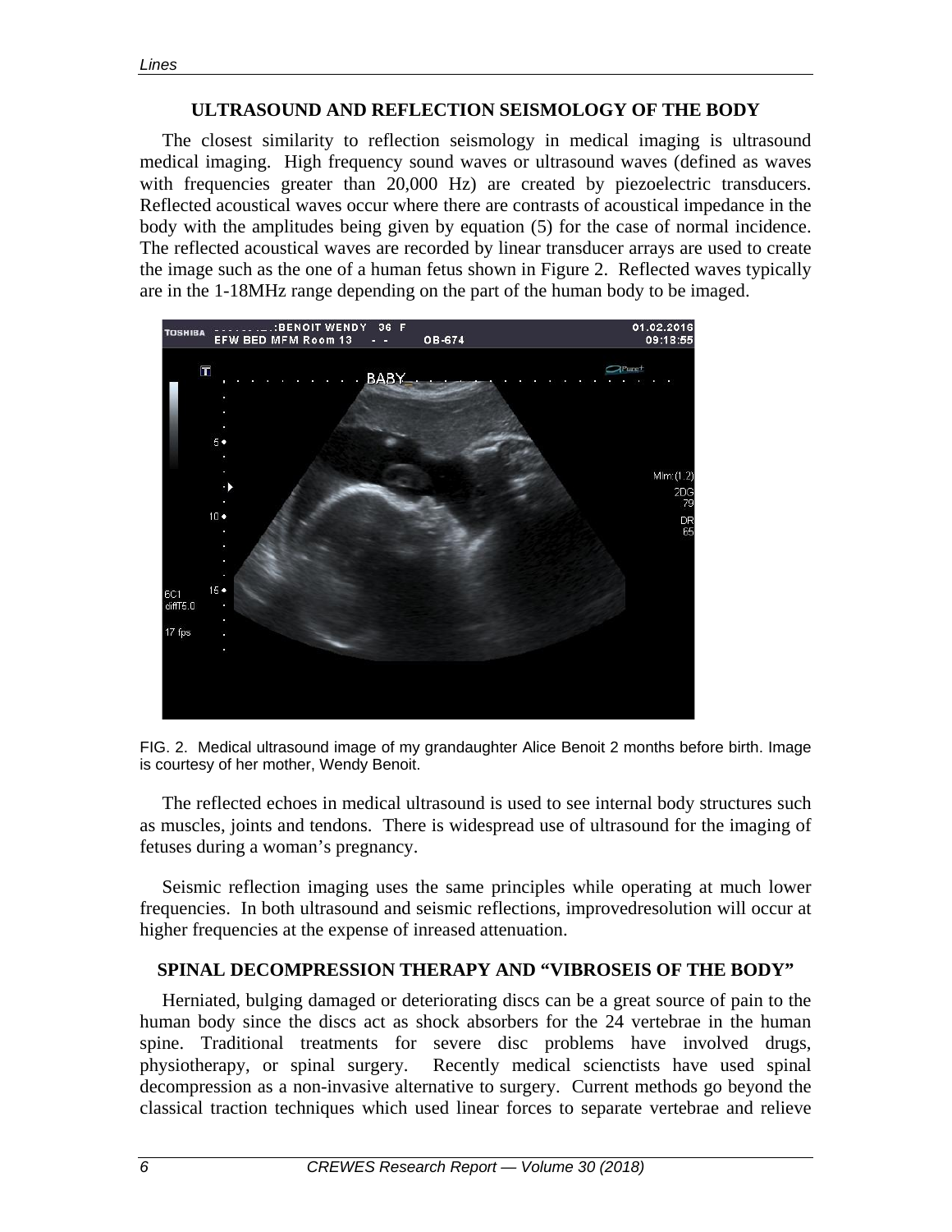## ULTRASOUND AND REFLECTION SEISMOLOGY OF THE BODY

The closest similarity to reflection seismology in medical imaging is ultrasound medical imaging. High frequency sound waves or ultrasound waves (defined as waves with frequencies greater than 20,000 Hz) are created by piezoelectric transducers. Reflected acoustical waves occur where there are contrasts of acoustical impedance in the body with the amplitudes being given by equation (5) for the case of normal incidence. The reflected acoustical waves are recorded by linear transducer arrays are used to create the image such as the one of a human fetus shown in Figure 2. Reflected waves typically are in the 1-18MHz range depending on the part of the human body to be imaged.

FIG. 2. Medical ultrasound image of my grandaughter Alice Benoit 2 months before birth. Image is courtesy of her mother, Wendy Benoit.

The reflected echoes in medical ultrasound is used to see internal body structures such as muscles, joints and tendons. There is widespread use of ultrasound for the imaging of fetuses during a woman's pregnancy.

Seismic reflection imaging uses the same principles while operating at much lower frequencies. In both ultrasound and seismic reflections, improvedresolution will occur at higher frequencies at the expense of inreased attenuation.

## SPINAL DECOMPRESSION THERAPY AND "VIBROSEIS OF THE BODY"

Herniated, bulging damaged or deteriorating discs can be a great source of pain to the human body since the discs act as shock absorbers for the 24 vertebrae in the human spine. Traditional treatments for severe disc problems have involved drugs, physiotherapy, or spinal surgery. Recently medical scienctists have used spinal decompression as a non-invasive alternative to surgery. Current methods go beyond the classical traction techniques which used linear forces to separate vertebrae and relieve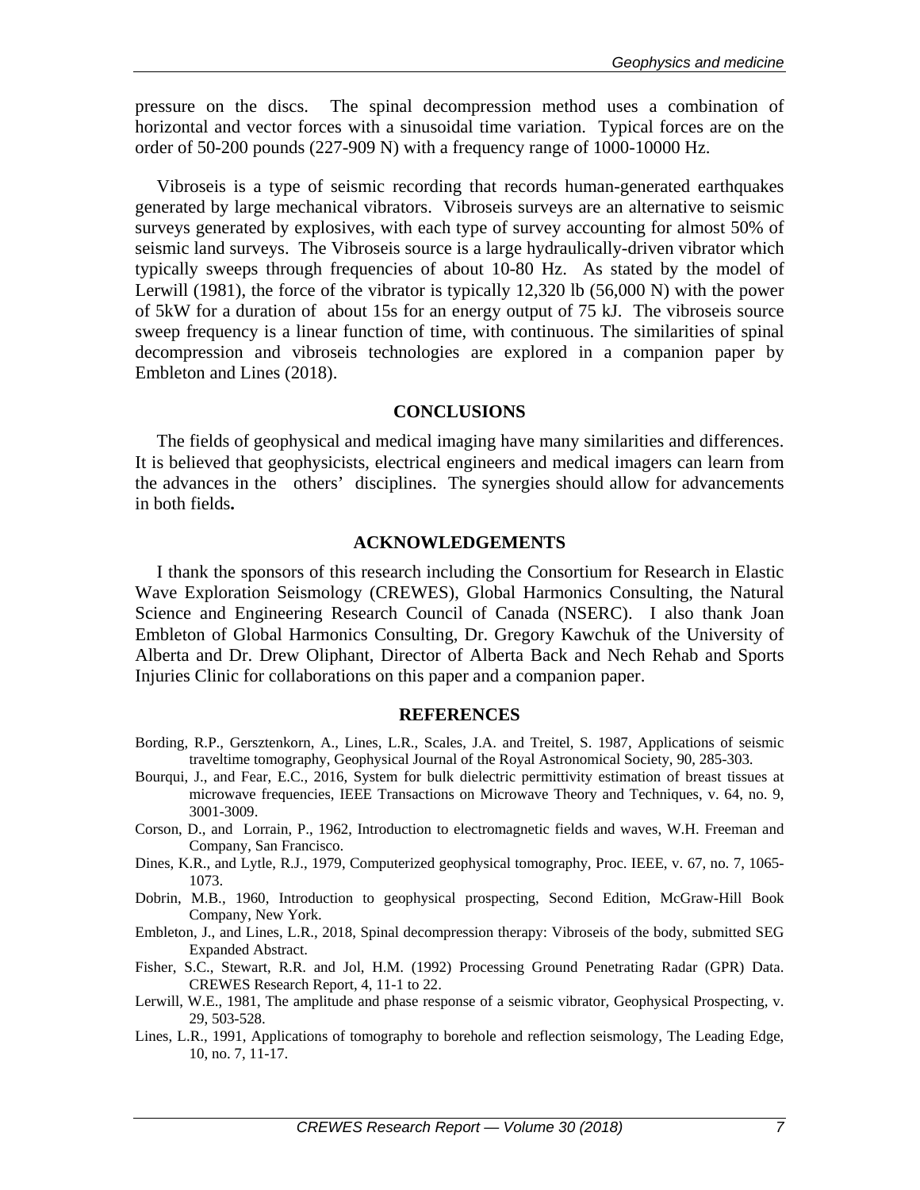pressure on the discs. The spinal decompression method uses a combination of horizontal and vector forces with a sinusoidal time variation. Typical forces are on the order of 50-200 pounds (227-909 N) with a frequency range of 1000-10000 Hz.

Vibroseis is a type of seismic recording that records human-generated earthquakes generated by large mechanical vibrators. Vibroseis surveys are an alternative to seismic surveys generated by explosives, with each type of survey accounting for almost 50% of seismic land surveys. The Vibroseis source is a large hydraulically-driven vibrator which typically sweeps through frequencies of about 10-80 Hz. As stated by the model of Lerwill (1981), the force of the vibrator is typically 12,320 lb (56,000 N) with the power of 5kW for a duration of about 15s for an energy output of 75 kJ. The vibroseis source sweep frequency is a linear function of time, with continuous. The similarities of spinal decompression and vibroseis technologies are explored in a companion paper by Embleton and Lines (2018).

## CONCLUSIONS

The fields of geophysical and medical imaging have many similarities and differences. It is believed that geophysicists, electrical engineers and medical imagers can learn from the advances in the others' disciplines. The synergies should allow for advancements in both fields**.**

## ACKNOWLEDGEMENTS

I thank the sponsors of this research including the Consortium for Research in Elastic Wave Exploration Seismology (CREWES), Global Harmonics Consulting, the Natural Science and Engineering Research Council of Canada (NSERC). I also thank Joan Embleton of Global Harmonics Consulting, Dr. Gregory Kawchuk of the University of Alberta and Dr. Drew Oliphant, Director of Alberta Back and Nech Rehab and Sports Injuries Clinic for collaborations on this paper and a companion paper.

## REFERENCES

Bording, R.P., Gersztenkorn, A., Lines, L.R., Scales, J.A. and Treitel, S. 1987, Applications of seismic traveltime tomography, Geophysical Journal of the Royal Astronomical Society, 90, 285-303.

Bourqui, J., and Fear, E.C., 2016, System for bulk dielectric permittivity estimation of breast tissues at microwave frequencies, IEEE Transactions on Microwave Theory and Techniques, v. 64, no. 9, 3001-3009.

Corson, D., and Lorrain, P., 1962, Introduction to electromagnetic fields and waves, W.H. Freeman and Company, San Francisco.

Dines, K.R., and Lytle, R.J., 1979, Computerized geophysical tomography, Proc. IEEE, v. 67, no. 7, 1065-1073.

Dobrin, M.B., 1960, Introduction to geophysical prospecting, Second Edition, McGraw-Hill Book Company, New York.

Embleton, J., and Lines, L.R., 2018, Spinal decompression therapy: Vibroseis of the body, submitted SEG Expanded Abstract.

Fisher, S.C., Stewart, R.R. and Jol, H.M. (1992) Processing Ground Penetrating Radar (GPR) Data. CREWES Research Report, 4, 11-1 to 22.

Lerwill, W.E., 1981, The amplitude and phase response of a seismic vibrator, Geophysical Prospecting, v. 29, 503-528.

Lines, L.R., 1991, Applications of tomography to borehole and reflection seismology, The Leading Edge, 10, no. 7, 11-17.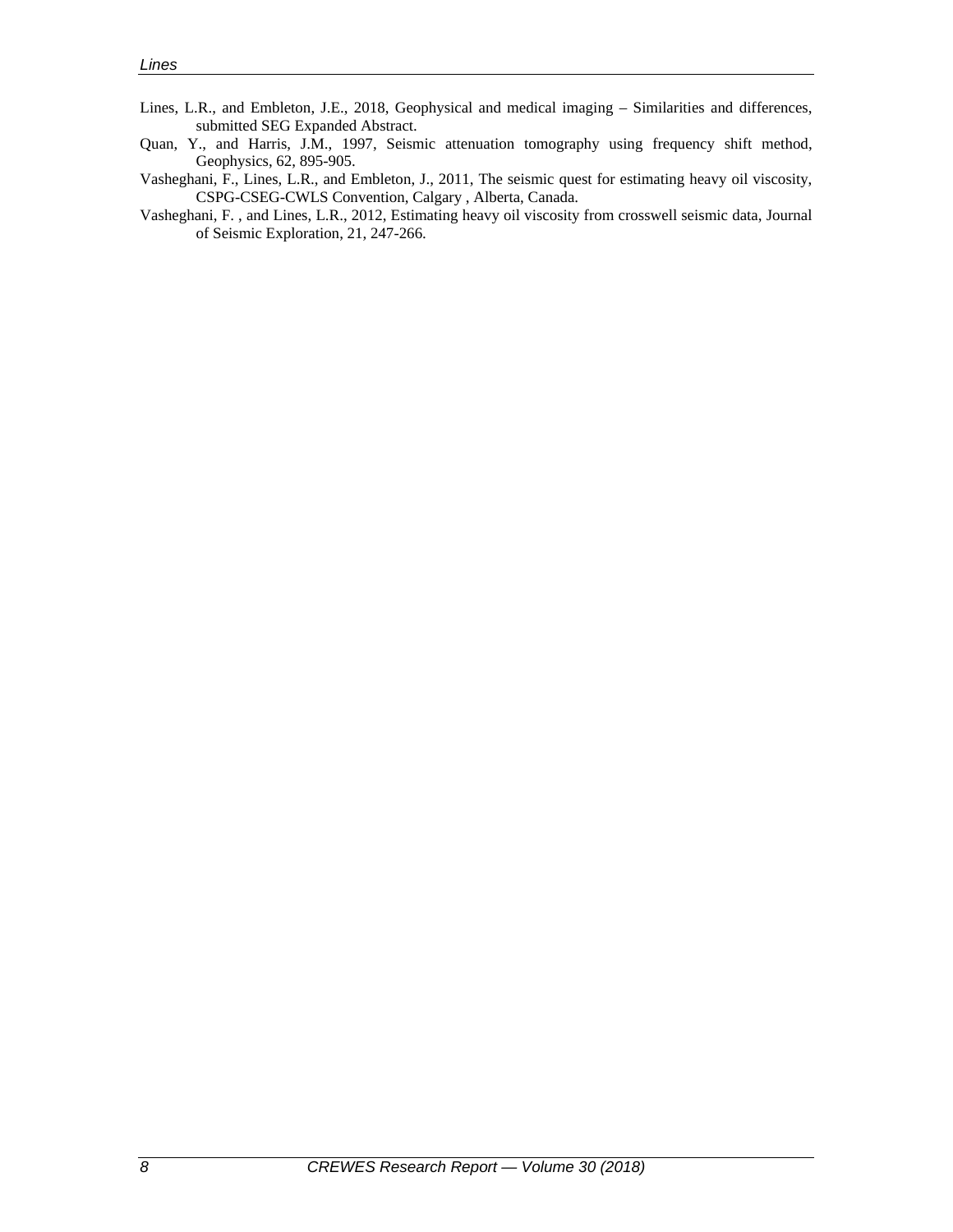Lines, L.R., and Embleton, J.E., 2018, Geophysical and medical imaging – Similarities and differences, submitted SEG Expanded Abstract.

Quan, Y., and Harris, J.M., 1997, Seismic attenuation tomography using frequency shift method, Geophysics, 62, 895-905.

Vasheghani, F., Lines, L.R., and Embleton, J., 2011, The seismic quest for estimating heavy oil viscosity, CSPG-CSEG-CWLS Convention, Calgary , Alberta, Canada.

Vasheghani, F. , and Lines, L.R., 2012, Estimating heavy oil viscosity from crosswell seismic data, Journal of Seismic Exploration, 21, 247-266.